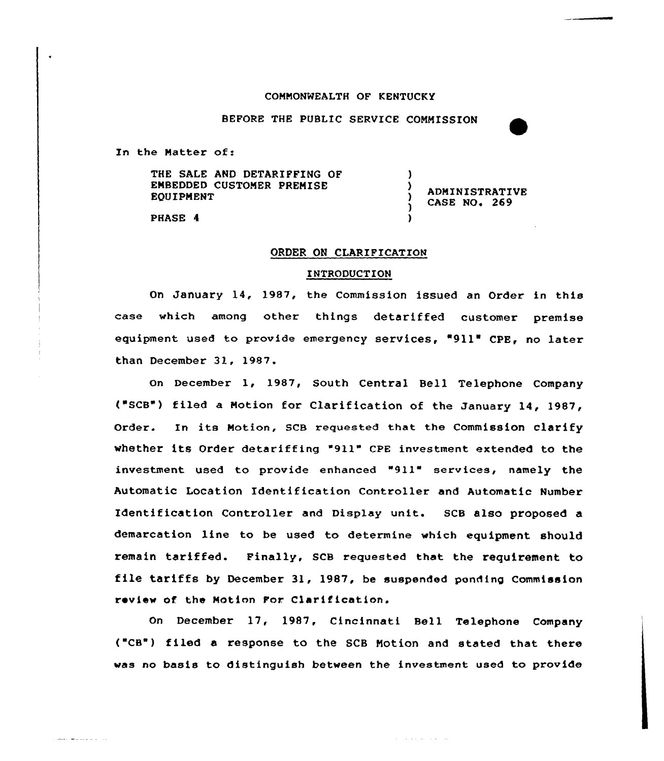COMMONWEALTH OF KENTUCKY

BEFORE THE PUBLIC SERVICE COMMISSION

In the Matter of:

| | | |
|---|---|---|
| THE SALE AND DETARIFFING OF EMBEDDED CUSTOMER PREMISE EQUIPMENT | ) | ADMINISTRATIVE CASE NO. 269 |
| PHASE 4 | ) | |

## ORDER ON CLARIFICATION

### INTRODUCTION

On January 14, 1987, the Commission issued an Order in this case which among other things detariffed customer premise equipment used to provide emergency services, "911" CPE, no later than December 31, 1987.

On December 1, 1987, South Central Bell Telephone Company ("SCB") filed a Motion for Clarification of the January 14, 1987, Order. In its Motion, SCB requested that the Commission clarify whether its Order detariffing "911" CPE investment extended to the investment used to provide enhanced "911" services, namely the Automatic Location Identification Controller and Automatic Number Identification Controller and Display unit. SCB also proposed a demarcation line to be used to determine which equipment should remain tariffed. Finally, SCB requested that the requirement to file tariffs by December 31, 1987, be suspended pending Commission review of the Motion For Clarification.

On December 17, 1987, Cincinnati Bell Telephone Company ("CB") filed a response to the SCB Motion and stated that there was no basis to distinguish between the investment used to provide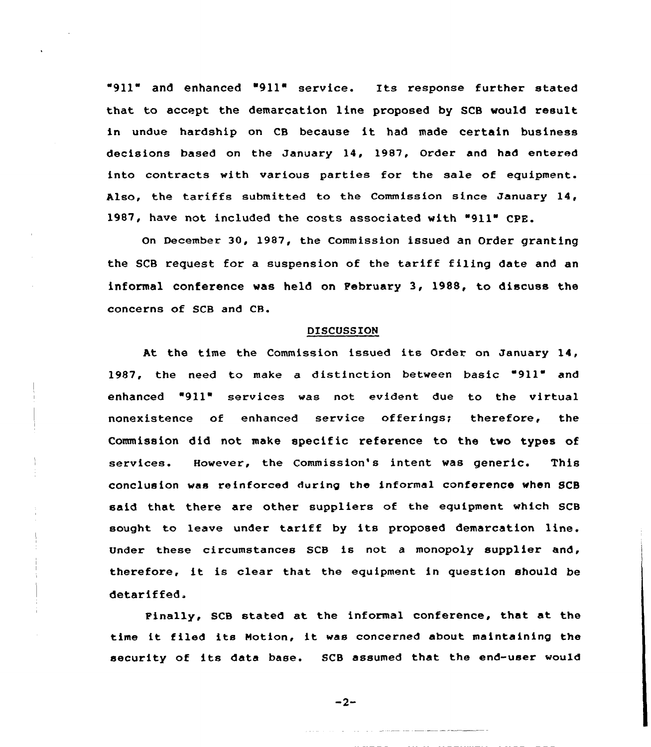"911" and enhanced "911" service. Its response further stated that to accept the demarcation line proposed by SCB would result in undue hardship on CB because it had made certain business decisions based on the January 14, 1987, Order and had entered into contracts with various parties for the sale of equipment. Also, the tariffs submitted to the Commission since January 14, 1987, have not included the costs associated with "911" CPE.

On December 30, 1987, the Commission issued an Order granting the SCB request for a suspension of the tariff filing date and an informal conference was held on February 3, 1988, to discuss the concerns of SCB and CB.

## DISCUSSION

At the time the Commission issued its Order on January 14, 1987, the need to make a distinction between basic "911" and enhanced "911" services was not evident due to the virtual nonexistence of enhanced service offerings; therefore, the Commission did not make specific reference to the two types of services. However, the Commission's intent was generic. This conclusion was reinforced during the informal conference when SCB said that there are other suppliers of the equipment which SCB sought to leave under tariff by its proposed demarcation line. Under these circumstances SCB is not a monopoly supplier and, therefore, it is clear that the equipment in question should be detariffed.

Finally, SCB stated at the informal conference, that at the time it filed its Motion, it was concerned about maintaining the security of its data base. SCB assumed that the end-user would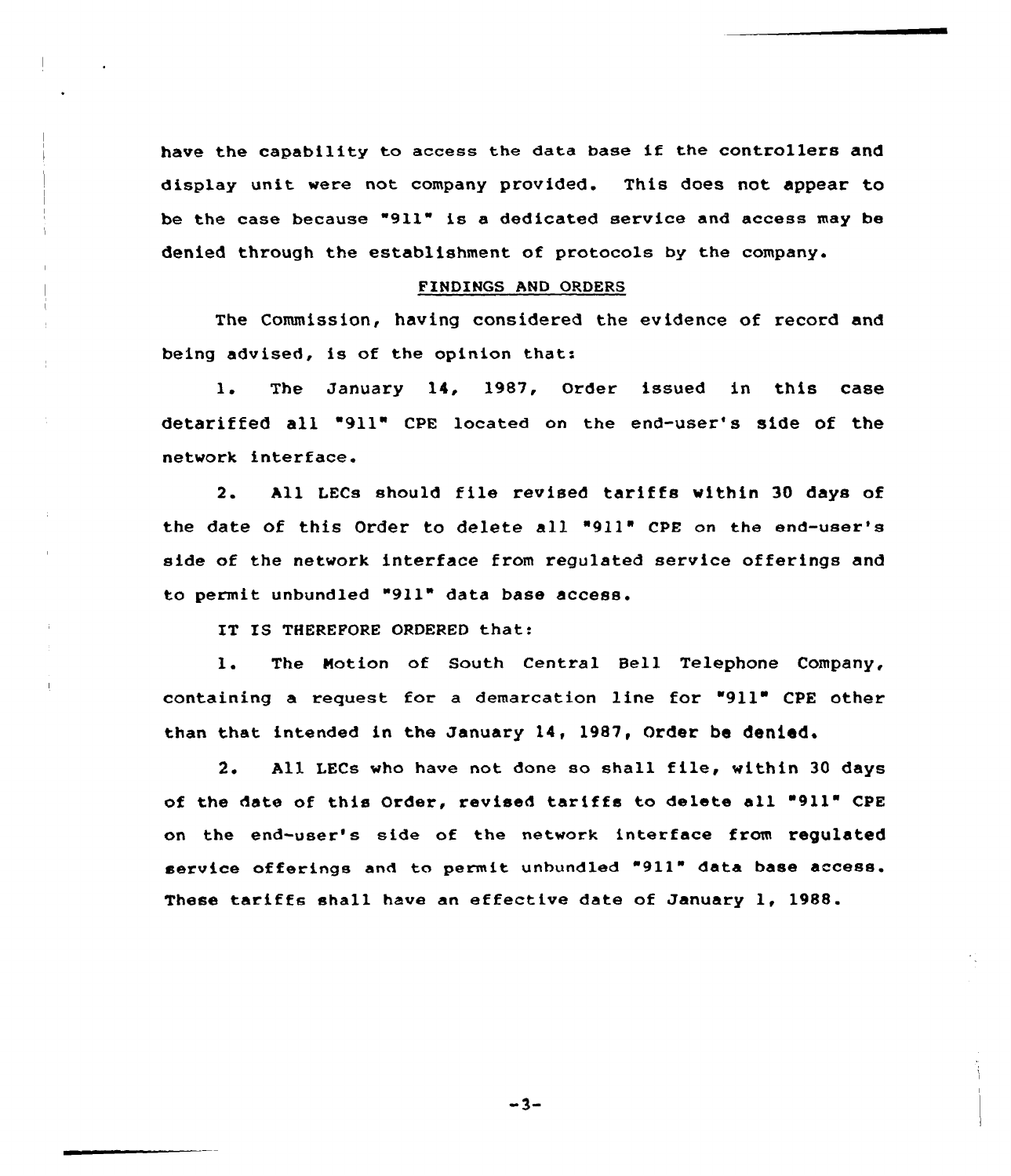have the capability to access the data base if the controllers and display unit were not company provided. This does not appear to be the case because "911" is a dedicated service and access may be denied through the establishment of protocols by the company.

## FINDINGS AND ORDERS

The Commission, having considered the evidence of record and being advised, is of the opinion that:

1. The January 14, 1987, Order issued in this case detariffed all "911" CPE located on the end-user's side of the network interface.

2. All LECs should file revised tariffs within 30 days of the date of this Order to delete all "911" CPE on the end-user's side of the network interface from regulated service offerings and to permit unbundled "911" data base access.

IT IS THEREFORE ORDERED that:

1. The Motion of South Central Bell Telephone Company, containing a request for a demarcation line for "911" CPE other than that intended in the January 14, 1987, Order be denied.

2. All LECs who have not done so shall file, within 30 days of the date of this Order, revised tariffs to delete all "911" CPE on the end-user's side of the network interface from regulated service offerings and to permit unbundled "911" data base access. These tariffs shall have an effective date of January 1, 1988.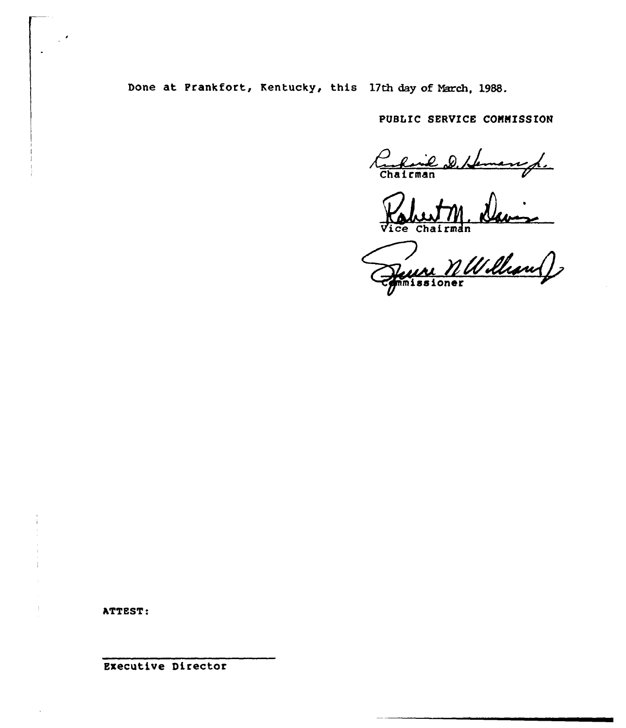Done at Frankfort, Kentucky, this 17th day of March, 1988.

PUBLIC SERVICE COMMISSION

Chairman

Vice Chairman

Commissioner

ATTEST:

Executive Director